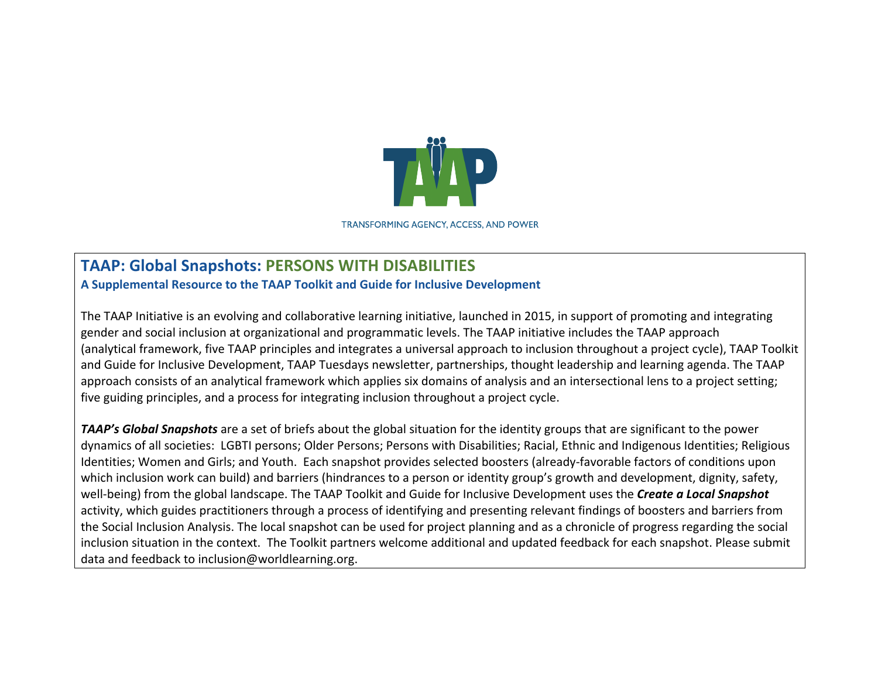TRANSFORMING AGENCY, ACCESS, AND POWER

# TAAP: Global Snapshots: PERSONS WITH DISABILITIES

**A Supplemental Resource to the TAAP Toolkit and Guide for Inclusive Development**

The TAAP Initiative is an evolving and collaborative learning initiative, launched in 2015, in support of promoting and integrating gender and social inclusion at organizational and programmatic levels. The TAAP initiative includes the TAAP approach (analytical framework, five TAAP principles and integrates a universal approach to inclusion throughout a project cycle), TAAP Toolkit and Guide for Inclusive Development, TAAP Tuesdays newsletter, partnerships, thought leadership and learning agenda. The TAAP approach consists of an analytical framework which applies six domains of analysis and an intersectional lens to a project setting; five guiding principles, and a process for integrating inclusion throughout a project cycle.

***TAAP's Global Snapshots*** are a set of briefs about the global situation for the identity groups that are significant to the power dynamics of all societies: LGBTI persons; Older Persons; Persons with Disabilities; Racial, Ethnic and Indigenous Identities; Religious Identities; Women and Girls; and Youth. Each snapshot provides selected boosters (already-favorable factors of conditions upon which inclusion work can build) and barriers (hindrances to a person or identity group's growth and development, dignity, safety, well-being) from the global landscape. The TAAP Toolkit and Guide for Inclusive Development uses the ***Create a Local Snapshot*** activity, which guides practitioners through a process of identifying and presenting relevant findings of boosters and barriers from the Social Inclusion Analysis. The local snapshot can be used for project planning and as a chronicle of progress regarding the social inclusion situation in the context. The Toolkit partners welcome additional and updated feedback for each snapshot. Please submit data and feedback to inclusion@worldlearning.org.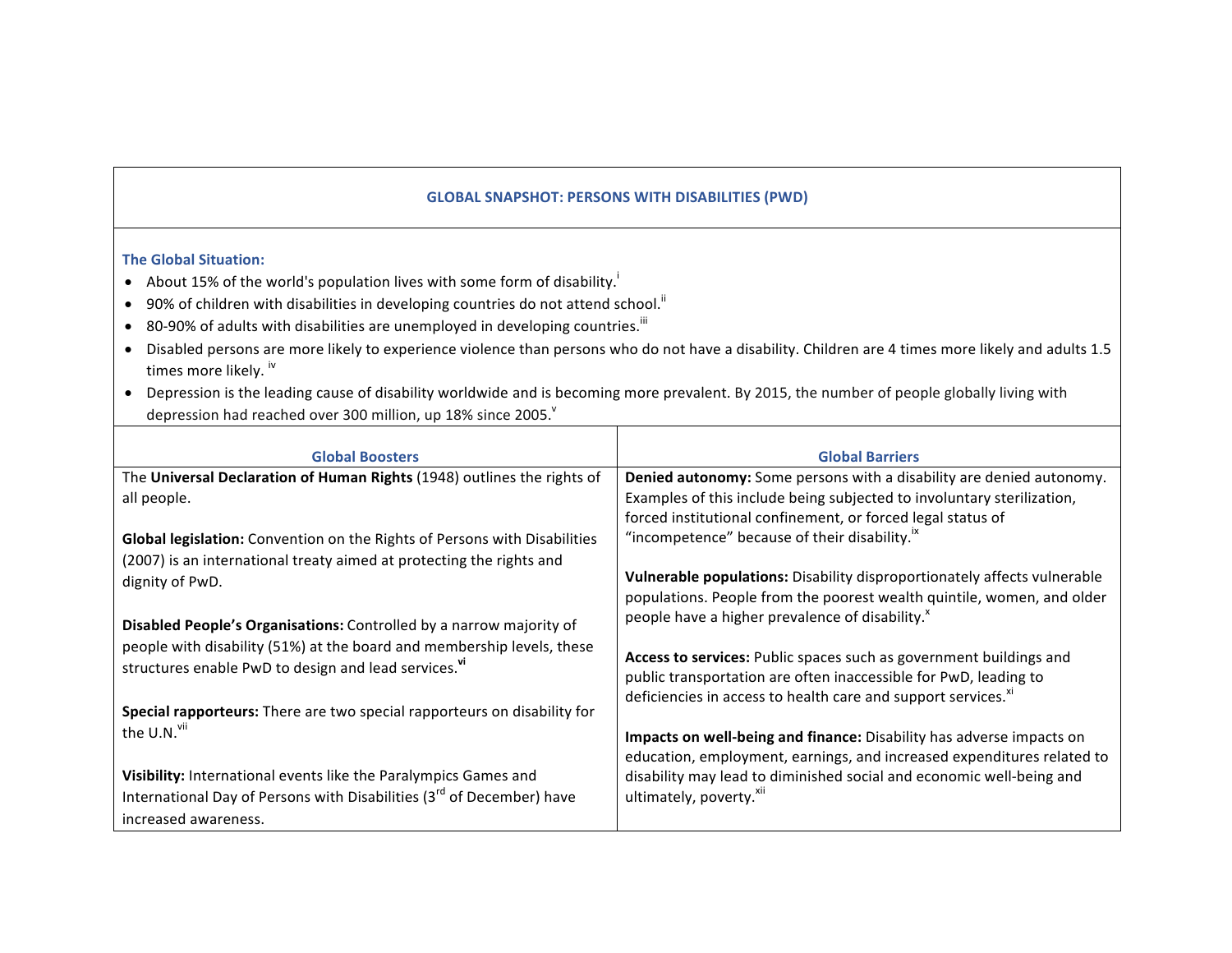## GLOBAL SNAPSHOT: PERSONS WITH DISABILITIES (PWD)

### The Global Situation:

- About 15% of the world's population lives with some form of disability.[i]
- 90% of children with disabilities in developing countries do not attend school.[ii]
- 80-90% of adults with disabilities are unemployed in developing countries.[iii]
- Disabled persons are more likely to experience violence than persons who do not have a disability. Children are 4 times more likely and adults 1.5 times more likely. [iv]
- Depression is the leading cause of disability worldwide and is becoming more prevalent. By 2015, the number of people globally living with depression had reached over 300 million, up 18% since 2005.[v]

| Global Boosters | Global Barriers |
| --- | --- |
| The **Universal Declaration of Human Rights** (1948) outlines the rights of all people.<br><br>**Global legislation:** Convention on the Rights of Persons with Disabilities (2007) is an international treaty aimed at protecting the rights and dignity of PwD.<br><br>**Disabled People's Organisations:** Controlled by a narrow majority of people with disability (51%) at the board and membership levels, these structures enable PwD to design and lead services.[vi]<br><br>**Special rapporteurs:** There are two special rapporteurs on disability for the U.N.[vii]<br><br>**Visibility:** International events like the Paralympics Games and International Day of Persons with Disabilities (3rd of December) have increased awareness. | **Denied autonomy:** Some persons with a disability are denied autonomy. Examples of this include being subjected to involuntary sterilization, forced institutional confinement, or forced legal status of "incompetence" because of their disability.[ix]<br><br>**Vulnerable populations:** Disability disproportionately affects vulnerable populations. People from the poorest wealth quintile, women, and older people have a higher prevalence of disability.[x]<br><br>**Access to services:** Public spaces such as government buildings and public transportation are often inaccessible for PwD, leading to deficiencies in access to health care and support services.[xi]<br><br>**Impacts on well-being and finance:** Disability has adverse impacts on education, employment, earnings, and increased expenditures related to disability may lead to diminished social and economic well-being and ultimately, poverty.[xii] |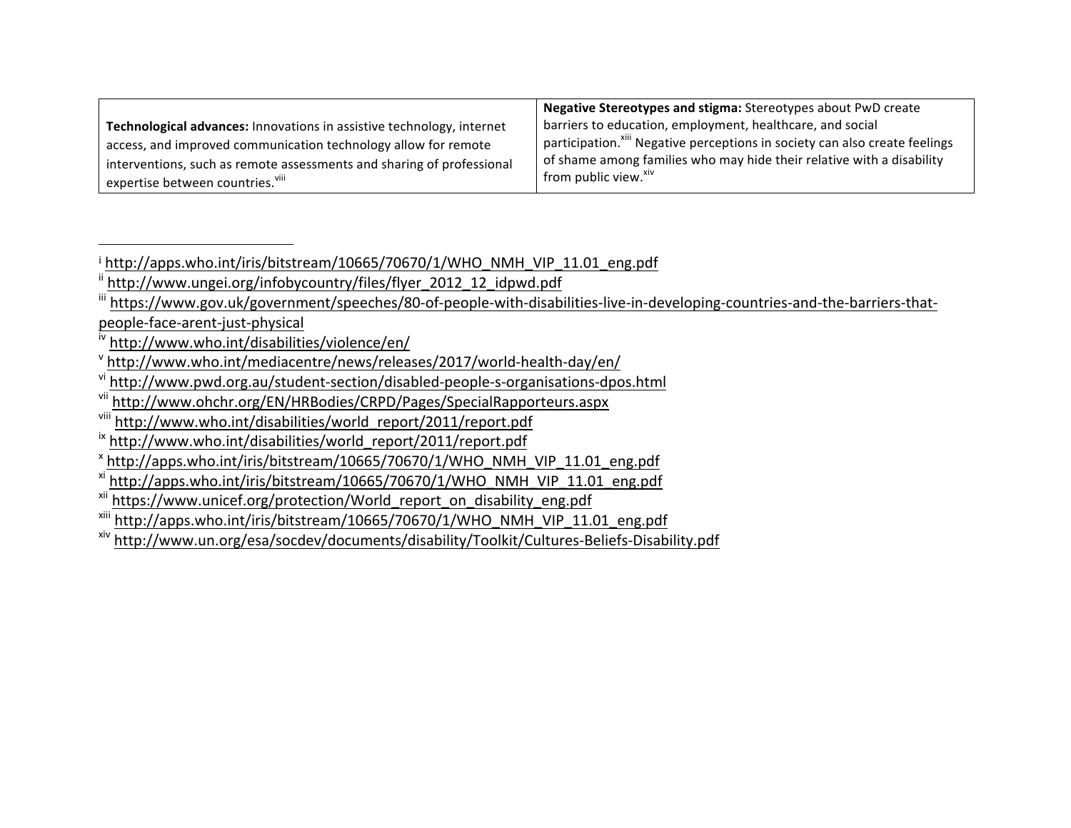| | |
|---|---|
| **Technological advances:** Innovations in assistive technology, internet access, and improved communication technology allow for remote interventions, such as remote assessments and sharing of professional expertise between countries.[viii] | **Negative Stereotypes and stigma:** Stereotypes about PwD create barriers to education, employment, healthcare, and social participation.[xiii] Negative perceptions in society can also create feelings of shame among families who may hide their relative with a disability from public view.[xiv] |

---

[i] http://apps.who.int/iris/bitstream/10665/70670/1/WHO_NMH_VIP_11.01_eng.pdf

[ii] http://www.ungei.org/infobycountry/files/flyer_2012_12_idpwd.pdf

[iii] https://www.gov.uk/government/speeches/80-of-people-with-disabilities-live-in-developing-countries-and-the-barriers-that-people-face-arent-just-physical

[iv] http://www.who.int/disabilities/violence/en/

[v] http://www.who.int/mediacentre/news/releases/2017/world-health-day/en/

[vi] http://www.pwd.org.au/student-section/disabled-people-s-organisations-dpos.html

[vii] http://www.ohchr.org/EN/HRBodies/CRPD/Pages/SpecialRapporteurs.aspx

[viii] http://www.who.int/disabilities/world_report/2011/report.pdf

[ix] http://www.who.int/disabilities/world_report/2011/report.pdf

[x] http://apps.who.int/iris/bitstream/10665/70670/1/WHO_NMH_VIP_11.01_eng.pdf

[xi] http://apps.who.int/iris/bitstream/10665/70670/1/WHO_NMH_VIP_11.01_eng.pdf

[xii] https://www.unicef.org/protection/World_report_on_disability_eng.pdf

[xiii] http://apps.who.int/iris/bitstream/10665/70670/1/WHO_NMH_VIP_11.01_eng.pdf

[xiv] http://www.un.org/esa/socdev/documents/disability/Toolkit/Cultures-Beliefs-Disability.pdf